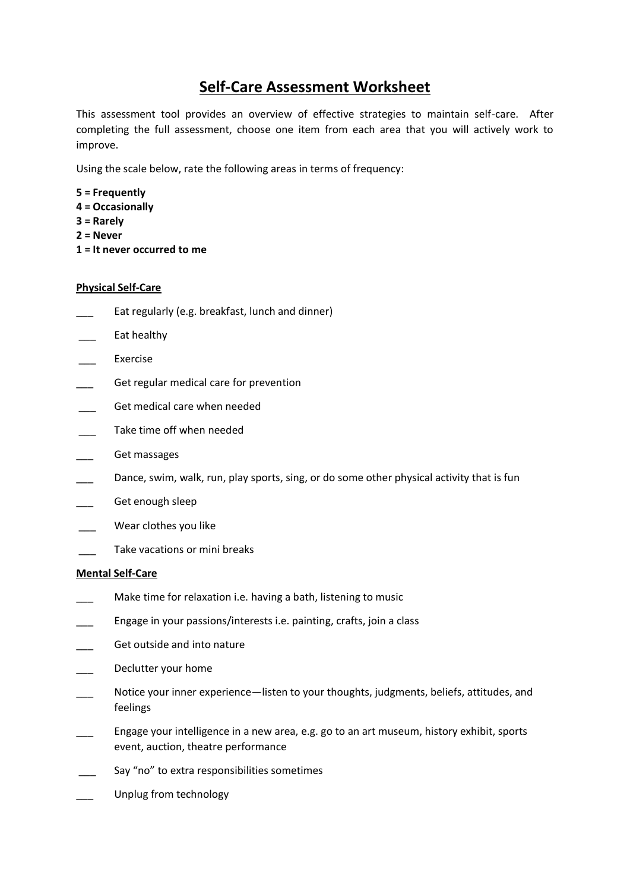# Self-Care Assessment Worksheet

This assessment tool provides an overview of effective strategies to maintain self-care. After completing the full assessment, choose one item from each area that you will actively work to improve.

Using the scale below, rate the following areas in terms of frequency:

**5 = Frequently**
**4 = Occasionally**
**3 = Rarely**
**2 = Never**
**1 = It never occurred to me**

## Physical Self-Care

___ Eat regularly (e.g. breakfast, lunch and dinner)

___ Eat healthy

___ Exercise

___ Get regular medical care for prevention

___ Get medical care when needed

___ Take time off when needed

___ Get massages

___ Dance, swim, walk, run, play sports, sing, or do some other physical activity that is fun

___ Get enough sleep

___ Wear clothes you like

___ Take vacations or mini breaks

## Mental Self-Care

___ Make time for relaxation i.e. having a bath, listening to music

___ Engage in your passions/interests i.e. painting, crafts, join a class

___ Get outside and into nature

___ Declutter your home

___ Notice your inner experience—listen to your thoughts, judgments, beliefs, attitudes, and feelings

___ Engage your intelligence in a new area, e.g. go to an art museum, history exhibit, sports event, auction, theatre performance

___ Say "no" to extra responsibilities sometimes

___ Unplug from technology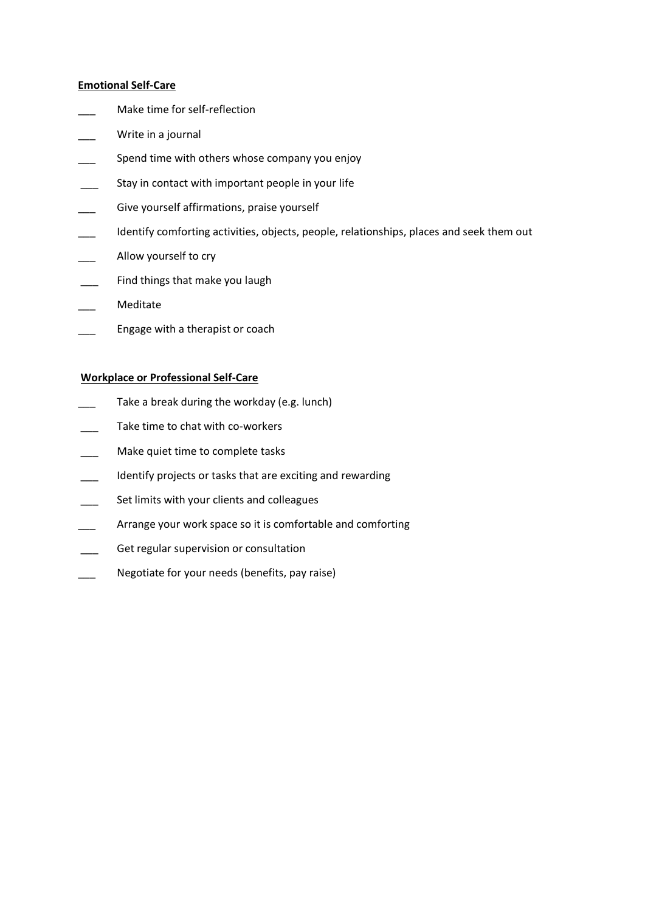**Emotional Self-Care**

___ Make time for self-reflection

___ Write in a journal

___ Spend time with others whose company you enjoy

___ Stay in contact with important people in your life

___ Give yourself affirmations, praise yourself

___ Identify comforting activities, objects, people, relationships, places and seek them out

___ Allow yourself to cry

___ Find things that make you laugh

___ Meditate

___ Engage with a therapist or coach

**Workplace or Professional Self-Care**

___ Take a break during the workday (e.g. lunch)

___ Take time to chat with co-workers

___ Make quiet time to complete tasks

___ Identify projects or tasks that are exciting and rewarding

___ Set limits with your clients and colleagues

___ Arrange your work space so it is comfortable and comforting

___ Get regular supervision or consultation

___ Negotiate for your needs (benefits, pay raise)